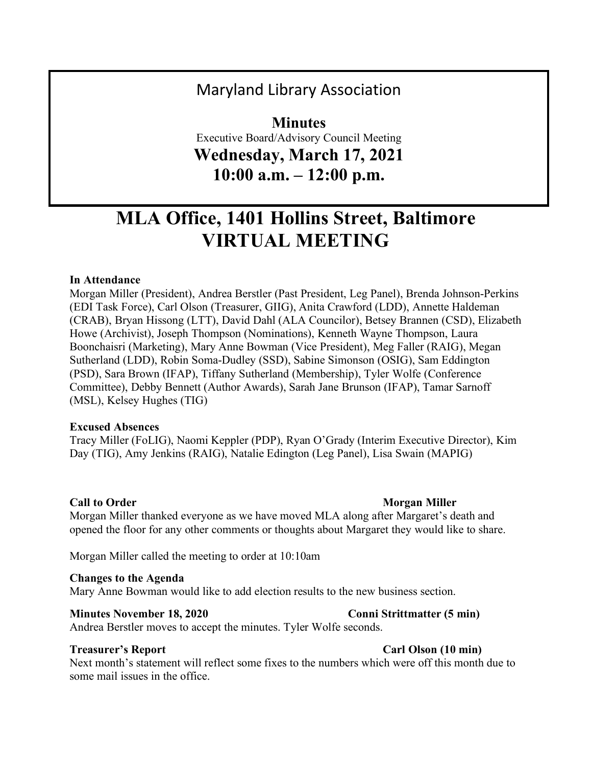# Maryland Library Association

## Minutes

Executive Board/Advisory Council Meeting

## Wednesday, March 17, 2021

## 10:00 a.m. – 12:00 p.m.

# MLA Office, 1401 Hollins Street, Baltimore

# VIRTUAL MEETING

**In Attendance**

Morgan Miller (President), Andrea Berstler (Past President, Leg Panel), Brenda Johnson-Perkins (EDI Task Force), Carl Olson (Treasurer, GIIG), Anita Crawford (LDD), Annette Haldeman (CRAB), Bryan Hissong (LTT), David Dahl (ALA Councilor), Betsey Brannen (CSD), Elizabeth Howe (Archivist), Joseph Thompson (Nominations), Kenneth Wayne Thompson, Laura Boonchaisri (Marketing), Mary Anne Bowman (Vice President), Meg Faller (RAIG), Megan Sutherland (LDD), Robin Soma-Dudley (SSD), Sabine Simonson (OSIG), Sam Eddington (PSD), Sara Brown (IFAP), Tiffany Sutherland (Membership), Tyler Wolfe (Conference Committee), Debby Bennett (Author Awards), Sarah Jane Brunson (IFAP), Tamar Sarnoff (MSL), Kelsey Hughes (TIG)

**Excused Absences**

Tracy Miller (FoLIG), Naomi Keppler (PDP), Ryan O'Grady (Interim Executive Director), Kim Day (TIG), Amy Jenkins (RAIG), Natalie Edington (Leg Panel), Lisa Swain (MAPIG)

**Call to Order** **Morgan Miller**

Morgan Miller thanked everyone as we have moved MLA along after Margaret's death and opened the floor for any other comments or thoughts about Margaret they would like to share.

Morgan Miller called the meeting to order at 10:10am

**Changes to the Agenda**

Mary Anne Bowman would like to add election results to the new business section.

**Minutes November 18, 2020** **Conni Strittmatter (5 min)**

Andrea Berstler moves to accept the minutes. Tyler Wolfe seconds.

**Treasurer's Report** **Carl Olson (10 min)**

Next month's statement will reflect some fixes to the numbers which were off this month due to some mail issues in the office.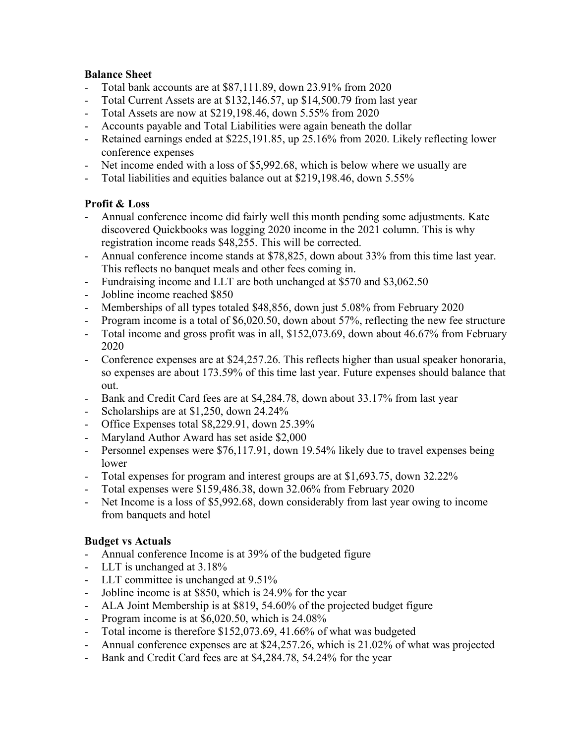**Balance Sheet**

- Total bank accounts are at $87,111.89, down 23.91% from 2020
- Total Current Assets are at $132,146.57, up $14,500.79 from last year
- Total Assets are now at $219,198.46, down 5.55% from 2020
- Accounts payable and Total Liabilities were again beneath the dollar
- Retained earnings ended at $225,191.85, up 25.16% from 2020. Likely reflecting lower conference expenses
- Net income ended with a loss of $5,992.68, which is below where we usually are
- Total liabilities and equities balance out at $219,198.46, down 5.55%

**Profit & Loss**

- Annual conference income did fairly well this month pending some adjustments. Kate discovered Quickbooks was logging 2020 income in the 2021 column. This is why registration income reads $48,255. This will be corrected.
- Annual conference income stands at $78,825, down about 33% from this time last year. This reflects no banquet meals and other fees coming in.
- Fundraising income and LLT are both unchanged at $570 and $3,062.50
- Jobline income reached $850
- Memberships of all types totaled $48,856, down just 5.08% from February 2020
- Program income is a total of $6,020.50, down about 57%, reflecting the new fee structure
- Total income and gross profit was in all, $152,073.69, down about 46.67% from February 2020
- Conference expenses are at $24,257.26. This reflects higher than usual speaker honoraria, so expenses are about 173.59% of this time last year. Future expenses should balance that out.
- Bank and Credit Card fees are at $4,284.78, down about 33.17% from last year
- Scholarships are at $1,250, down 24.24%
- Office Expenses total $8,229.91, down 25.39%
- Maryland Author Award has set aside $2,000
- Personnel expenses were $76,117.91, down 19.54% likely due to travel expenses being lower
- Total expenses for program and interest groups are at $1,693.75, down 32.22%
- Total expenses were $159,486.38, down 32.06% from February 2020
- Net Income is a loss of $5,992.68, down considerably from last year owing to income from banquets and hotel

**Budget vs Actuals**

- Annual conference Income is at 39% of the budgeted figure
- LLT is unchanged at 3.18%
- LLT committee is unchanged at 9.51%
- Jobline income is at $850, which is 24.9% for the year
- ALA Joint Membership is at $819, 54.60% of the projected budget figure
- Program income is at $6,020.50, which is 24.08%
- Total income is therefore $152,073.69, 41.66% of what was budgeted
- Annual conference expenses are at $24,257.26, which is 21.02% of what was projected
- Bank and Credit Card fees are at $4,284.78, 54.24% for the year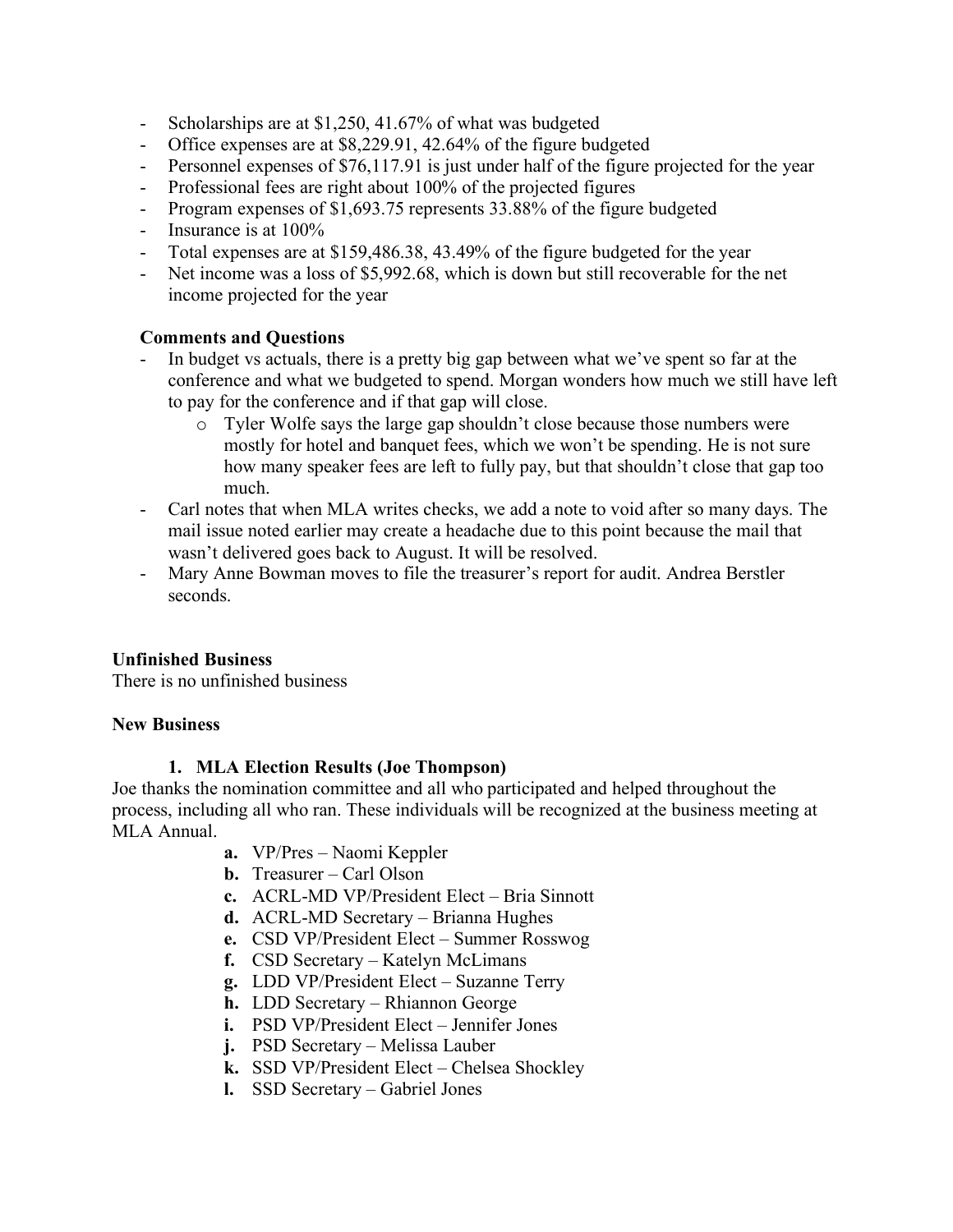- Scholarships are at $1,250, 41.67% of what was budgeted
- Office expenses are at $8,229.91, 42.64% of the figure budgeted
- Personnel expenses of $76,117.91 is just under half of the figure projected for the year
- Professional fees are right about 100% of the projected figures
- Program expenses of $1,693.75 represents 33.88% of the figure budgeted
- Insurance is at 100%
- Total expenses are at $159,486.38, 43.49% of the figure budgeted for the year
- Net income was a loss of $5,992.68, which is down but still recoverable for the net income projected for the year

**Comments and Questions**

- In budget vs actuals, there is a pretty big gap between what we've spent so far at the conference and what we budgeted to spend. Morgan wonders how much we still have left to pay for the conference and if that gap will close.
    - Tyler Wolfe says the large gap shouldn't close because those numbers were mostly for hotel and banquet fees, which we won't be spending. He is not sure how many speaker fees are left to fully pay, but that shouldn't close that gap too much.
- Carl notes that when MLA writes checks, we add a note to void after so many days. The mail issue noted earlier may create a headache due to this point because the mail that wasn't delivered goes back to August. It will be resolved.
- Mary Anne Bowman moves to file the treasurer's report for audit. Andrea Berstler seconds.

**Unfinished Business**

There is no unfinished business

**New Business**

1. **MLA Election Results (Joe Thompson)**

Joe thanks the nomination committee and all who participated and helped throughout the process, including all who ran. These individuals will be recognized at the business meeting at MLA Annual.

- **a.** VP/Pres – Naomi Keppler
- **b.** Treasurer – Carl Olson
- **c.** ACRL-MD VP/President Elect – Bria Sinnott
- **d.** ACRL-MD Secretary – Brianna Hughes
- **e.** CSD VP/President Elect – Summer Rosswog
- **f.** CSD Secretary – Katelyn McLimans
- **g.** LDD VP/President Elect – Suzanne Terry
- **h.** LDD Secretary – Rhiannon George
- **i.** PSD VP/President Elect – Jennifer Jones
- **j.** PSD Secretary – Melissa Lauber
- **k.** SSD VP/President Elect – Chelsea Shockley
- **l.** SSD Secretary – Gabriel Jones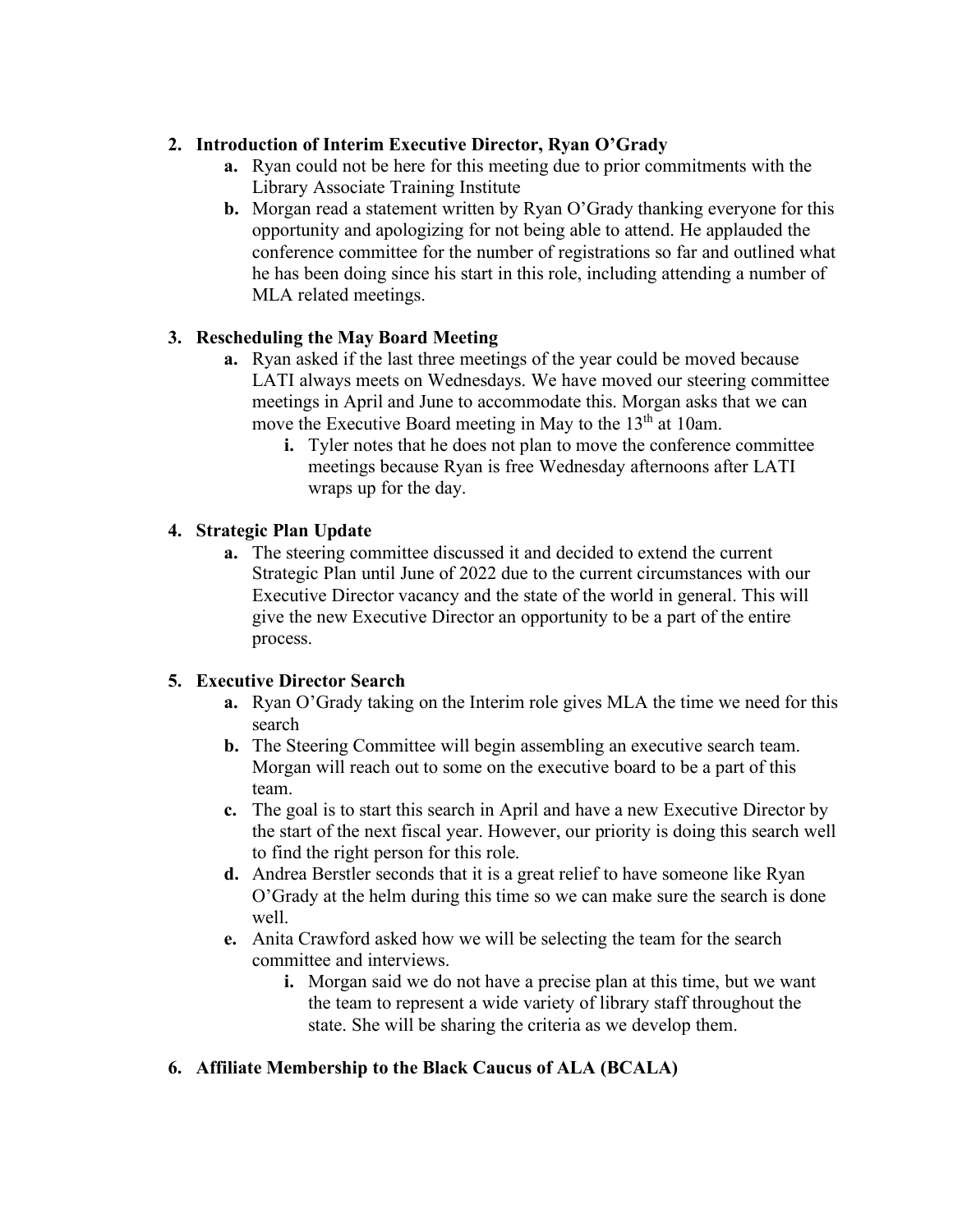2. **Introduction of Interim Executive Director, Ryan O'Grady**
    a. Ryan could not be here for this meeting due to prior commitments with the Library Associate Training Institute
    b. Morgan read a statement written by Ryan O'Grady thanking everyone for this opportunity and apologizing for not being able to attend. He applauded the conference committee for the number of registrations so far and outlined what he has been doing since his start in this role, including attending a number of MLA related meetings.

3. **Rescheduling the May Board Meeting**
    a. Ryan asked if the last three meetings of the year could be moved because LATI always meets on Wednesdays. We have moved our steering committee meetings in April and June to accommodate this. Morgan asks that we can move the Executive Board meeting in May to the 13th at 10am.
        i. Tyler notes that he does not plan to move the conference committee meetings because Ryan is free Wednesday afternoons after LATI wraps up for the day.

4. **Strategic Plan Update**
    a. The steering committee discussed it and decided to extend the current Strategic Plan until June of 2022 due to the current circumstances with our Executive Director vacancy and the state of the world in general. This will give the new Executive Director an opportunity to be a part of the entire process.

5. **Executive Director Search**
    a. Ryan O'Grady taking on the Interim role gives MLA the time we need for this search
    b. The Steering Committee will begin assembling an executive search team. Morgan will reach out to some on the executive board to be a part of this team.
    c. The goal is to start this search in April and have a new Executive Director by the start of the next fiscal year. However, our priority is doing this search well to find the right person for this role.
    d. Andrea Berstler seconds that it is a great relief to have someone like Ryan O'Grady at the helm during this time so we can make sure the search is done well.
    e. Anita Crawford asked how we will be selecting the team for the search committee and interviews.
        i. Morgan said we do not have a precise plan at this time, but we want the team to represent a wide variety of library staff throughout the state. She will be sharing the criteria as we develop them.

6. **Affiliate Membership to the Black Caucus of ALA (BCALA)**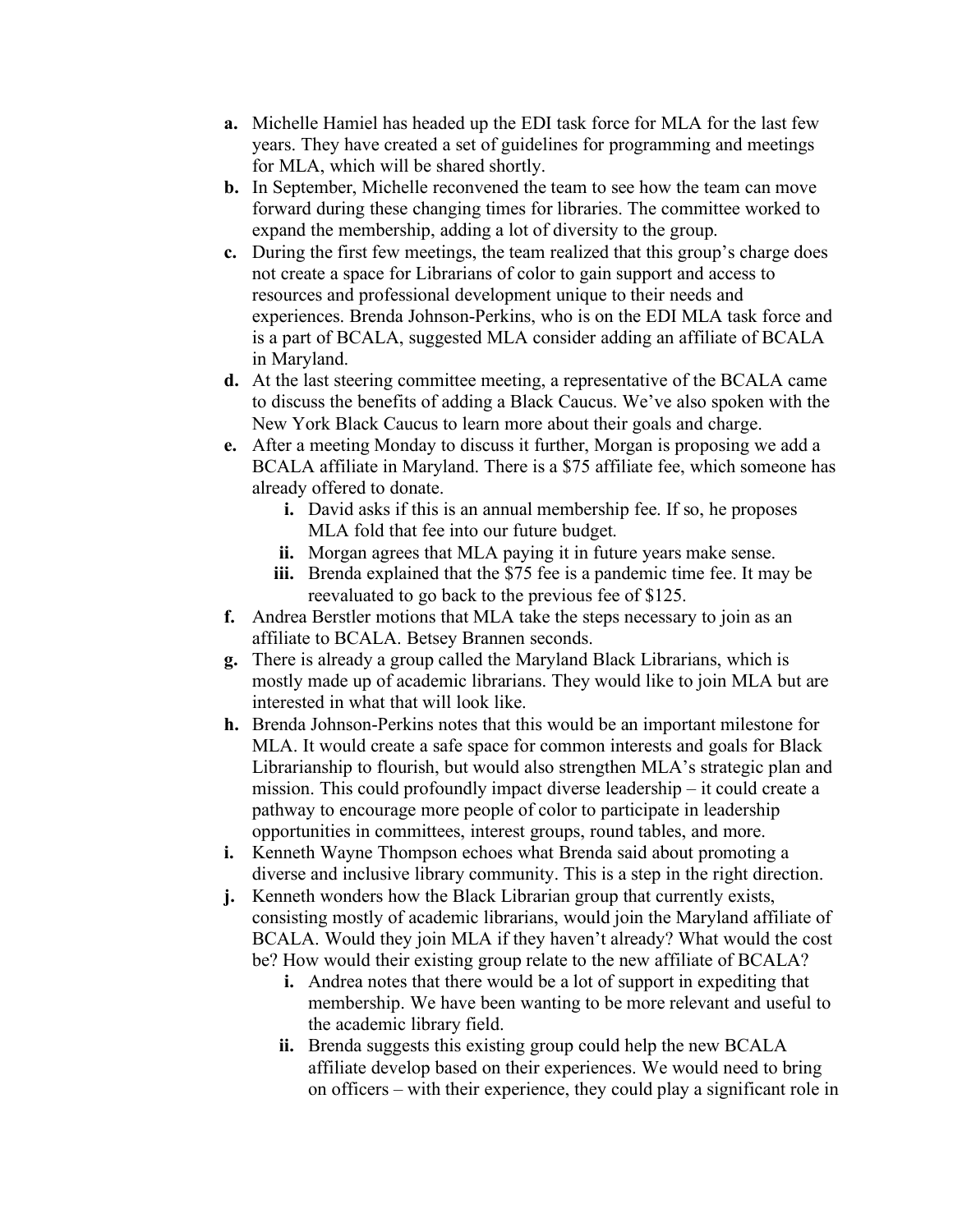- **a.** Michelle Hamiel has headed up the EDI task force for MLA for the last few years. They have created a set of guidelines for programming and meetings for MLA, which will be shared shortly.
- **b.** In September, Michelle reconvened the team to see how the team can move forward during these changing times for libraries. The committee worked to expand the membership, adding a lot of diversity to the group.
- **c.** During the first few meetings, the team realized that this group's charge does not create a space for Librarians of color to gain support and access to resources and professional development unique to their needs and experiences. Brenda Johnson-Perkins, who is on the EDI MLA task force and is a part of BCALA, suggested MLA consider adding an affiliate of BCALA in Maryland.
- **d.** At the last steering committee meeting, a representative of the BCALA came to discuss the benefits of adding a Black Caucus. We've also spoken with the New York Black Caucus to learn more about their goals and charge.
- **e.** After a meeting Monday to discuss it further, Morgan is proposing we add a BCALA affiliate in Maryland. There is a $75 affiliate fee, which someone has already offered to donate.
    - **i.** David asks if this is an annual membership fee. If so, he proposes MLA fold that fee into our future budget.
    - **ii.** Morgan agrees that MLA paying it in future years make sense.
    - **iii.** Brenda explained that the $75 fee is a pandemic time fee. It may be reevaluated to go back to the previous fee of $125.
- **f.** Andrea Berstler motions that MLA take the steps necessary to join as an affiliate to BCALA. Betsey Brannen seconds.
- **g.** There is already a group called the Maryland Black Librarians, which is mostly made up of academic librarians. They would like to join MLA but are interested in what that will look like.
- **h.** Brenda Johnson-Perkins notes that this would be an important milestone for MLA. It would create a safe space for common interests and goals for Black Librarianship to flourish, but would also strengthen MLA's strategic plan and mission. This could profoundly impact diverse leadership – it could create a pathway to encourage more people of color to participate in leadership opportunities in committees, interest groups, round tables, and more.
- **i.** Kenneth Wayne Thompson echoes what Brenda said about promoting a diverse and inclusive library community. This is a step in the right direction.
- **j.** Kenneth wonders how the Black Librarian group that currently exists, consisting mostly of academic librarians, would join the Maryland affiliate of BCALA. Would they join MLA if they haven't already? What would the cost be? How would their existing group relate to the new affiliate of BCALA?
    - **i.** Andrea notes that there would be a lot of support in expediting that membership. We have been wanting to be more relevant and useful to the academic library field.
    - **ii.** Brenda suggests this existing group could help the new BCALA affiliate develop based on their experiences. We would need to bring on officers – with their experience, they could play a significant role in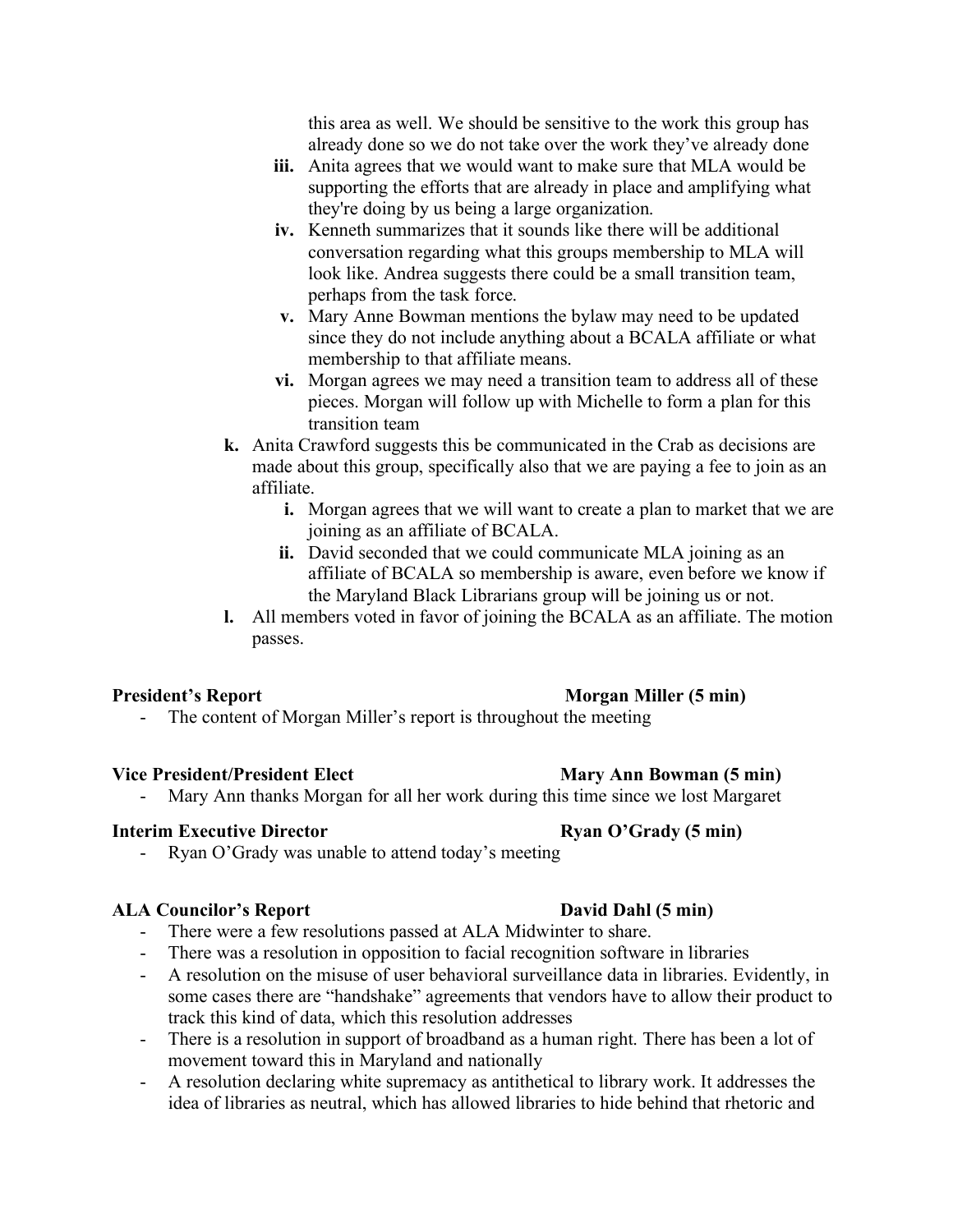this area as well. We should be sensitive to the work this group has already done so we do not take over the work they've already done

   iii. Anita agrees that we would want to make sure that MLA would be supporting the efforts that are already in place and amplifying what they're doing by us being a large organization.
   iv. Kenneth summarizes that it sounds like there will be additional conversation regarding what this groups membership to MLA will look like. Andrea suggests there could be a small transition team, perhaps from the task force.
   v. Mary Anne Bowman mentions the bylaw may need to be updated since they do not include anything about a BCALA affiliate or what membership to that affiliate means.
   vi. Morgan agrees we may need a transition team to address all of these pieces. Morgan will follow up with Michelle to form a plan for this transition team

k. Anita Crawford suggests this be communicated in the Crab as decisions are made about this group, specifically also that we are paying a fee to join as an affiliate.
   i. Morgan agrees that we will want to create a plan to market that we are joining as an affiliate of BCALA.
   ii. David seconded that we could communicate MLA joining as an affiliate of BCALA so membership is aware, even before we know if the Maryland Black Librarians group will be joining us or not.

l. All members voted in favor of joining the BCALA as an affiliate. The motion passes.

**President's Report** **Morgan Miller (5 min)**

- The content of Morgan Miller's report is throughout the meeting

**Vice President/President Elect** **Mary Ann Bowman (5 min)**

- Mary Ann thanks Morgan for all her work during this time since we lost Margaret

**Interim Executive Director** **Ryan O'Grady (5 min)**

- Ryan O'Grady was unable to attend today's meeting

**ALA Councilor's Report** **David Dahl (5 min)**

- There were a few resolutions passed at ALA Midwinter to share.
- There was a resolution in opposition to facial recognition software in libraries
- A resolution on the misuse of user behavioral surveillance data in libraries. Evidently, in some cases there are "handshake" agreements that vendors have to allow their product to track this kind of data, which this resolution addresses
- There is a resolution in support of broadband as a human right. There has been a lot of movement toward this in Maryland and nationally
- A resolution declaring white supremacy as antithetical to library work. It addresses the idea of libraries as neutral, which has allowed libraries to hide behind that rhetoric and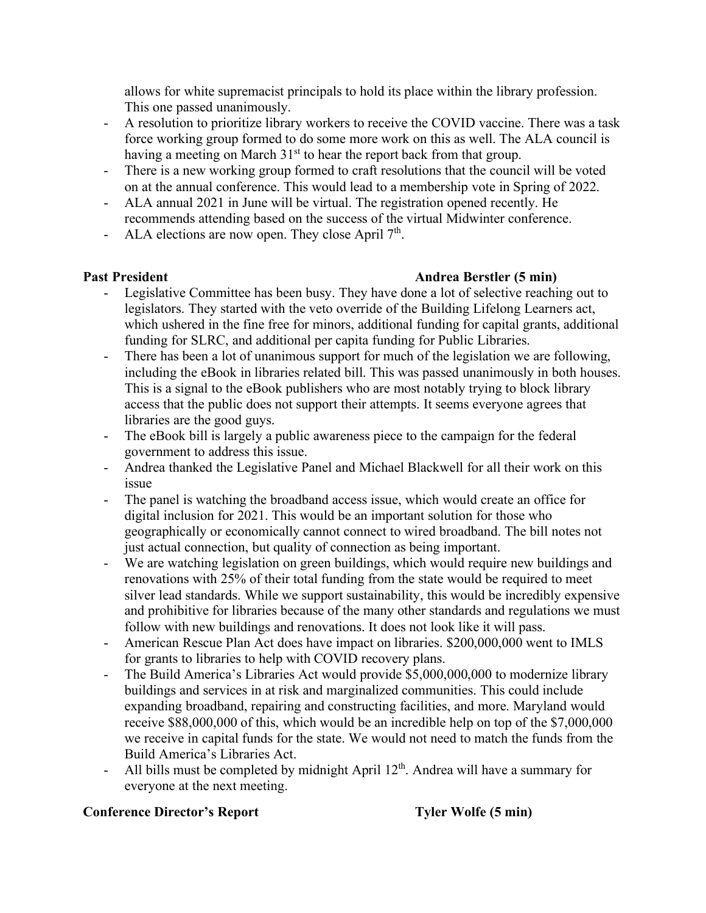allows for white supremacist principals to hold its place within the library profession. This one passed unanimously.

- A resolution to prioritize library workers to receive the COVID vaccine. There was a task force working group formed to do some more work on this as well. The ALA council is having a meeting on March 31st to hear the report back from that group.
- There is a new working group formed to craft resolutions that the council will be voted on at the annual conference. This would lead to a membership vote in Spring of 2022.
- ALA annual 2021 in June will be virtual. The registration opened recently. He recommends attending based on the success of the virtual Midwinter conference.
- ALA elections are now open. They close April 7th.

**Past President** **Andrea Berstler (5 min)**

- Legislative Committee has been busy. They have done a lot of selective reaching out to legislators. They started with the veto override of the Building Lifelong Learners act, which ushered in the fine free for minors, additional funding for capital grants, additional funding for SLRC, and additional per capita funding for Public Libraries.
- There has been a lot of unanimous support for much of the legislation we are following, including the eBook in libraries related bill. This was passed unanimously in both houses. This is a signal to the eBook publishers who are most notably trying to block library access that the public does not support their attempts. It seems everyone agrees that libraries are the good guys.
- The eBook bill is largely a public awareness piece to the campaign for the federal government to address this issue.
- Andrea thanked the Legislative Panel and Michael Blackwell for all their work on this issue
- The panel is watching the broadband access issue, which would create an office for digital inclusion for 2021. This would be an important solution for those who geographically or economically cannot connect to wired broadband. The bill notes not just actual connection, but quality of connection as being important.
- We are watching legislation on green buildings, which would require new buildings and renovations with 25% of their total funding from the state would be required to meet silver lead standards. While we support sustainability, this would be incredibly expensive and prohibitive for libraries because of the many other standards and regulations we must follow with new buildings and renovations. It does not look like it will pass.
- American Rescue Plan Act does have impact on libraries. $200,000,000 went to IMLS for grants to libraries to help with COVID recovery plans.
- The Build America's Libraries Act would provide $5,000,000,000 to modernize library buildings and services in at risk and marginalized communities. This could include expanding broadband, repairing and constructing facilities, and more. Maryland would receive $88,000,000 of this, which would be an incredible help on top of the $7,000,000 we receive in capital funds for the state. We would not need to match the funds from the Build America's Libraries Act.
- All bills must be completed by midnight April 12th. Andrea will have a summary for everyone at the next meeting.

**Conference Director's Report** **Tyler Wolfe (5 min)**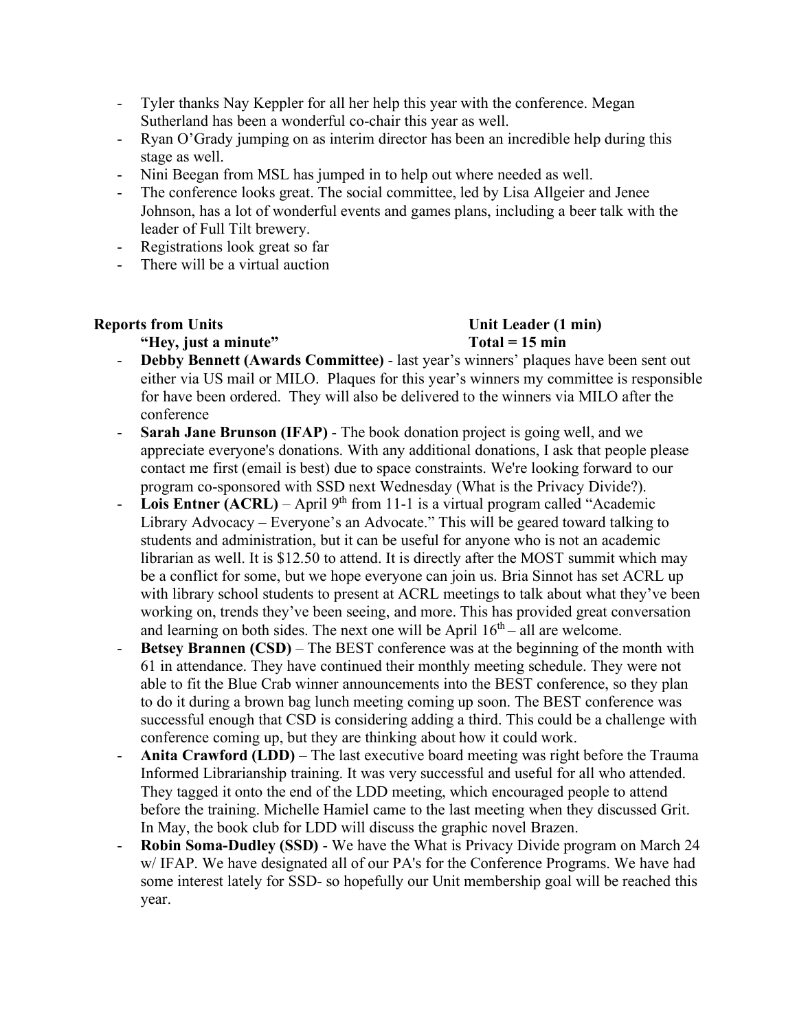- Tyler thanks Nay Keppler for all her help this year with the conference. Megan Sutherland has been a wonderful co-chair this year as well.
- Ryan O'Grady jumping on as interim director has been an incredible help during this stage as well.
- Nini Beegan from MSL has jumped in to help out where needed as well.
- The conference looks great. The social committee, led by Lisa Allgeier and Jenee Johnson, has a lot of wonderful events and games plans, including a beer talk with the leader of Full Tilt brewery.
- Registrations look great so far
- There will be a virtual auction

**Reports from Units** **Unit Leader (1 min)**
**"Hey, just a minute"** **Total = 15 min**

- **Debby Bennett (Awards Committee)** - last year's winners' plaques have been sent out either via US mail or MILO. Plaques for this year's winners my committee is responsible for have been ordered. They will also be delivered to the winners via MILO after the conference
- **Sarah Jane Brunson (IFAP)** - The book donation project is going well, and we appreciate everyone's donations. With any additional donations, I ask that people please contact me first (email is best) due to space constraints. We're looking forward to our program co-sponsored with SSD next Wednesday (What is the Privacy Divide?).
- **Lois Entner (ACRL)** – April 9th from 11-1 is a virtual program called "Academic Library Advocacy – Everyone's an Advocate." This will be geared toward talking to students and administration, but it can be useful for anyone who is not an academic librarian as well. It is $12.50 to attend. It is directly after the MOST summit which may be a conflict for some, but we hope everyone can join us. Bria Sinnot has set ACRL up with library school students to present at ACRL meetings to talk about what they've been working on, trends they've been seeing, and more. This has provided great conversation and learning on both sides. The next one will be April 16th – all are welcome.
- **Betsey Brannen (CSD)** – The BEST conference was at the beginning of the month with 61 in attendance. They have continued their monthly meeting schedule. They were not able to fit the Blue Crab winner announcements into the BEST conference, so they plan to do it during a brown bag lunch meeting coming up soon. The BEST conference was successful enough that CSD is considering adding a third. This could be a challenge with conference coming up, but they are thinking about how it could work.
- **Anita Crawford (LDD)** – The last executive board meeting was right before the Trauma Informed Librarianship training. It was very successful and useful for all who attended. They tagged it onto the end of the LDD meeting, which encouraged people to attend before the training. Michelle Hamiel came to the last meeting when they discussed Grit. In May, the book club for LDD will discuss the graphic novel Brazen.
- **Robin Soma-Dudley (SSD)** - We have the What is Privacy Divide program on March 24 w/ IFAP. We have designated all of our PA's for the Conference Programs. We have had some interest lately for SSD- so hopefully our Unit membership goal will be reached this year.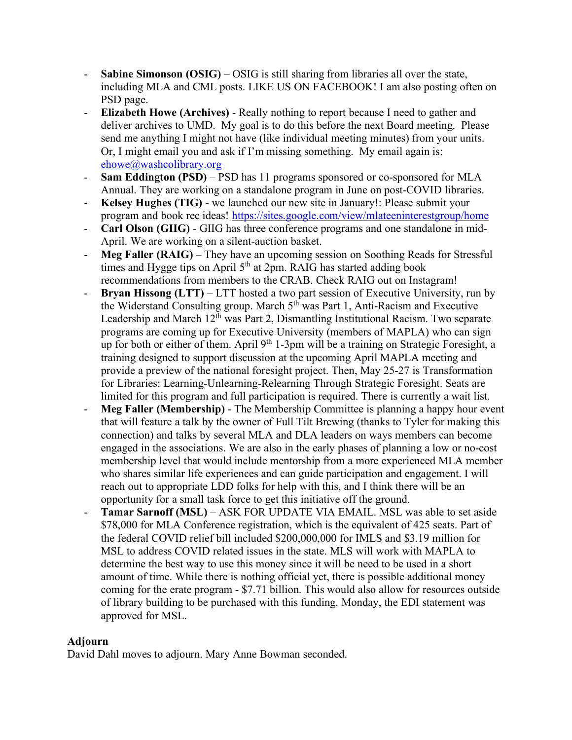- **Sabine Simonson (OSIG)** – OSIG is still sharing from libraries all over the state, including MLA and CML posts. LIKE US ON FACEBOOK! I am also posting often on PSD page.
- **Elizabeth Howe (Archives)** - Really nothing to report because I need to gather and deliver archives to UMD. My goal is to do this before the next Board meeting. Please send me anything I might not have (like individual meeting minutes) from your units. Or, I might email you and ask if I'm missing something. My email again is: ehowe@washcolibrary.org
- **Sam Eddington (PSD)** – PSD has 11 programs sponsored or co-sponsored for MLA Annual. They are working on a standalone program in June on post-COVID libraries.
- **Kelsey Hughes (TIG)** - we launched our new site in January!: Please submit your program and book rec ideas! https://sites.google.com/view/mlateeninterestgroup/home
- **Carl Olson (GIIG)** - GIIG has three conference programs and one standalone in mid-April. We are working on a silent-auction basket.
- **Meg Faller (RAIG)** – They have an upcoming session on Soothing Reads for Stressful times and Hygge tips on April 5th at 2pm. RAIG has started adding book recommendations from members to the CRAB. Check RAIG out on Instagram!
- **Bryan Hissong (LTT)** – LTT hosted a two part session of Executive University, run by the Widerstand Consulting group. March 5th was Part 1, Anti-Racism and Executive Leadership and March 12th was Part 2, Dismantling Institutional Racism. Two separate programs are coming up for Executive University (members of MAPLA) who can sign up for both or either of them. April 9th 1-3pm will be a training on Strategic Foresight, a training designed to support discussion at the upcoming April MAPLA meeting and provide a preview of the national foresight project. Then, May 25-27 is Transformation for Libraries: Learning-Unlearning-Relearning Through Strategic Foresight. Seats are limited for this program and full participation is required. There is currently a wait list.
- **Meg Faller (Membership)** - The Membership Committee is planning a happy hour event that will feature a talk by the owner of Full Tilt Brewing (thanks to Tyler for making this connection) and talks by several MLA and DLA leaders on ways members can become engaged in the associations. We are also in the early phases of planning a low or no-cost membership level that would include mentorship from a more experienced MLA member who shares similar life experiences and can guide participation and engagement. I will reach out to appropriate LDD folks for help with this, and I think there will be an opportunity for a small task force to get this initiative off the ground.
- **Tamar Sarnoff (MSL)** – ASK FOR UPDATE VIA EMAIL. MSL was able to set aside $78,000 for MLA Conference registration, which is the equivalent of 425 seats. Part of the federal COVID relief bill included $200,000,000 for IMLS and $3.19 million for MSL to address COVID related issues in the state. MLS will work with MAPLA to determine the best way to use this money since it will be need to be used in a short amount of time. While there is nothing official yet, there is possible additional money coming for the erate program - $7.71 billion. This would also allow for resources outside of library building to be purchased with this funding. Monday, the EDI statement was approved for MSL.

## Adjourn

David Dahl moves to adjourn. Mary Anne Bowman seconded.